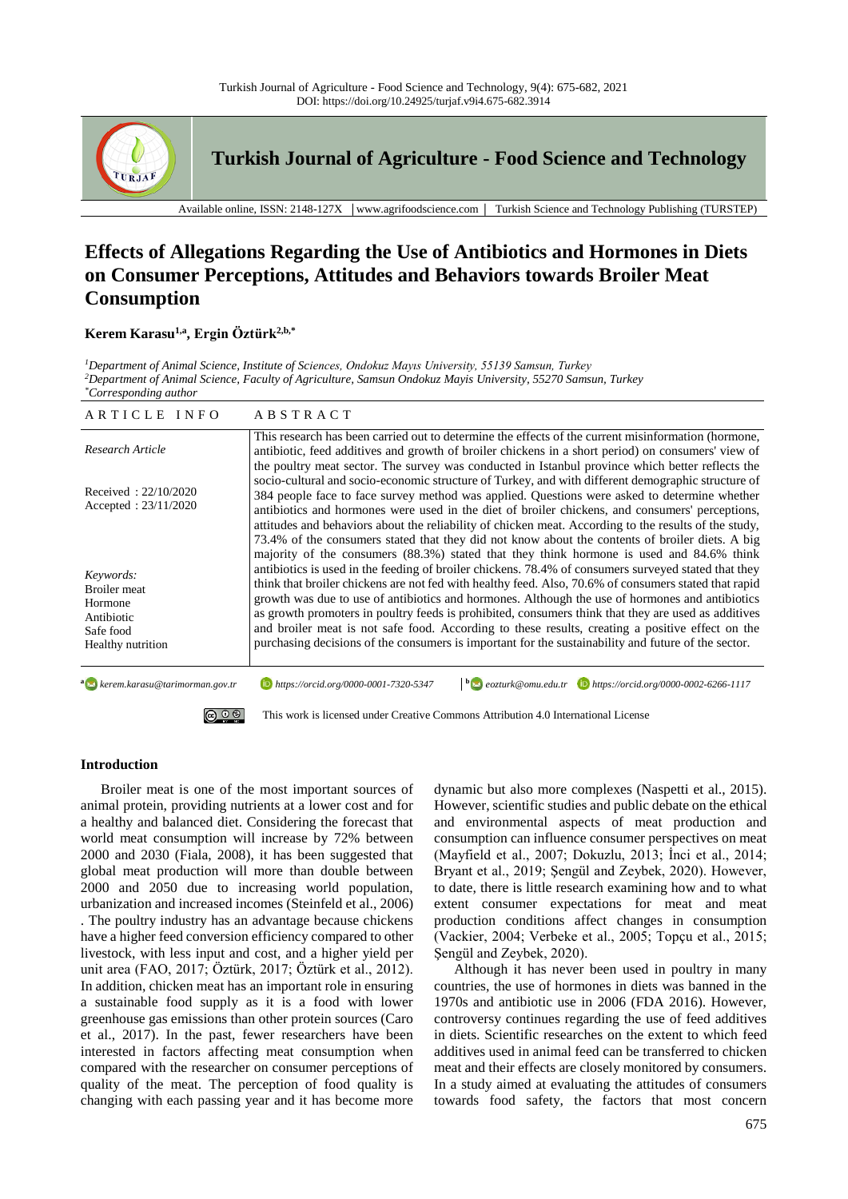# Effects of Allegations Regarding the Use of Antibiotics and Hormones in Diets on Consumer Perceptions, Attitudes and Behaviors towards Broiler Meat Consumption

**Kerem Karasu[1,a], Ergin Öztürk[2,b,*]**

*[1]Department of Animal Science, Institute of Sciences, Ondokuz Mayıs University, 55139 Samsun, Turkey*
*[2]Department of Animal Science, Faculty of Agriculture, Samsun Ondokuz Mayis University, 55270 Samsun, Turkey*
*[*]Corresponding author*

| ARTICLE INFO | ABSTRACT |
|---|---|
| *Research Article*<br><br>Received : 22/10/2020<br>Accepted : 23/11/2020<br><br>*Keywords:*<br>Broiler meat<br>Hormone<br>Antibiotic<br>Safe food<br>Healthy nutrition | This research has been carried out to determine the effects of the current misinformation (hormone, antibiotic, feed additives and growth of broiler chickens in a short period) on consumers' view of the poultry meat sector. The survey was conducted in Istanbul province which better reflects the socio-cultural and socio-economic structure of Turkey, and with different demographic structure of 384 people face to face survey method was applied. Questions were asked to determine whether antibiotics and hormones were used in the diet of broiler chickens, and consumers' perceptions, attitudes and behaviors about the reliability of chicken meat. According to the results of the study, 73.4% of the consumers stated that they did not know about the contents of broiler diets. A big majority of the consumers (88.3%) stated that they think hormone is used and 84.6% think antibiotics is used in the feeding of broiler chickens. 78.4% of consumers surveyed stated that they think that broiler chickens are not fed with healthy feed. Also, 70.6% of consumers stated that rapid growth was due to use of antibiotics and hormones. Although the use of hormones and antibiotics as growth promoters in poultry feeds is prohibited, consumers think that they are used as additives and broiler meat is not safe food. According to these results, creating a positive effect on the purchasing decisions of the consumers is important for the sustainability and future of the sector. |

[a] *kerem.karasu@tarimorman.gov.tr* *https://orcid.org/0000-0001-7320-5347* [b] *eozturk@omu.edu.tr* *https://orcid.org/0000-0002-6266-1117*

This work is licensed under Creative Commons Attribution 4.0 International License

## Introduction

Broiler meat is one of the most important sources of animal protein, providing nutrients at a lower cost and for a healthy and balanced diet. Considering the forecast that world meat consumption will increase by 72% between 2000 and 2030 (Fiala, 2008), it has been suggested that global meat production will more than double between 2000 and 2050 due to increasing world population, urbanization and increased incomes (Steinfeld et al., 2006) . The poultry industry has an advantage because chickens have a higher feed conversion efficiency compared to other livestock, with less input and cost, and a higher yield per unit area (FAO, 2017; Öztürk, 2017; Öztürk et al., 2012). In addition, chicken meat has an important role in ensuring a sustainable food supply as it is a food with lower greenhouse gas emissions than other protein sources (Caro et al., 2017). In the past, fewer researchers have been interested in factors affecting meat consumption when compared with the researcher on consumer perceptions of quality of the meat. The perception of food quality is changing with each passing year and it has become more dynamic but also more complexes (Naspetti et al., 2015). However, scientific studies and public debate on the ethical and environmental aspects of meat production and consumption can influence consumer perspectives on meat (Mayfield et al., 2007; Dokuzlu, 2013; İnci et al., 2014; Bryant et al., 2019; Şengül and Zeybek, 2020). However, to date, there is little research examining how and to what extent consumer expectations for meat and meat production conditions affect changes in consumption (Vackier, 2004; Verbeke et al., 2005; Topçu et al., 2015; Şengül and Zeybek, 2020).

Although it has never been used in poultry in many countries, the use of hormones in diets was banned in the 1970s and antibiotic use in 2006 (FDA 2016). However, controversy continues regarding the use of feed additives in diets. Scientific researches on the extent to which feed additives used in animal feed can be transferred to chicken meat and their effects are closely monitored by consumers. In a study aimed at evaluating the attitudes of consumers towards food safety, the factors that most concern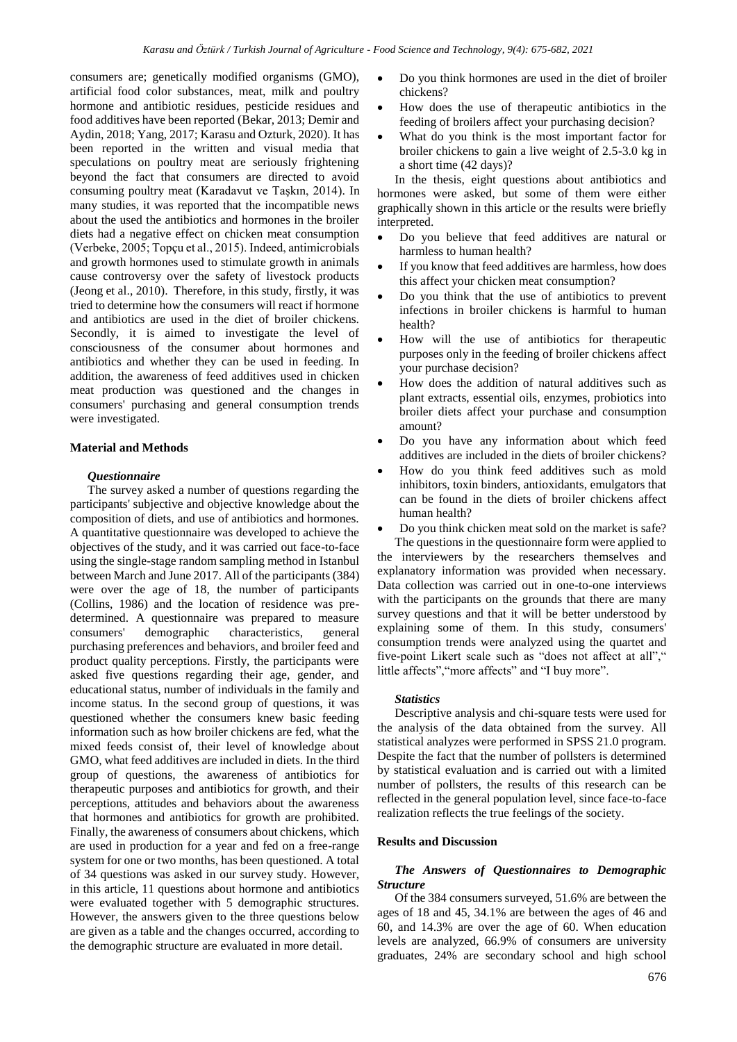consumers are; genetically modified organisms (GMO), artificial food color substances, meat, milk and poultry hormone and antibiotic residues, pesticide residues and food additives have been reported (Bekar, 2013; Demir and Aydin, 2018; Yang, 2017; Karasu and Ozturk, 2020). It has been reported in the written and visual media that speculations on poultry meat are seriously frightening beyond the fact that consumers are directed to avoid consuming poultry meat (Karadavut ve Taşkın, 2014). In many studies, it was reported that the incompatible news about the used the antibiotics and hormones in the broiler diets had a negative effect on chicken meat consumption (Verbeke, 2005; Topçu et al., 2015). Indeed, antimicrobials and growth hormones used to stimulate growth in animals cause controversy over the safety of livestock products (Jeong et al., 2010). Therefore, in this study, firstly, it was tried to determine how the consumers will react if hormone and antibiotics are used in the diet of broiler chickens. Secondly, it is aimed to investigate the level of consciousness of the consumer about hormones and antibiotics and whether they can be used in feeding. In addition, the awareness of feed additives used in chicken meat production was questioned and the changes in consumers' purchasing and general consumption trends were investigated.

## Material and Methods

### *Questionnaire*

The survey asked a number of questions regarding the participants' subjective and objective knowledge about the composition of diets, and use of antibiotics and hormones. A quantitative questionnaire was developed to achieve the objectives of the study, and it was carried out face-to-face using the single-stage random sampling method in Istanbul between March and June 2017. All of the participants (384) were over the age of 18, the number of participants (Collins, 1986) and the location of residence was pre-determined. A questionnaire was prepared to measure consumers' demographic characteristics, general purchasing preferences and behaviors, and broiler feed and product quality perceptions. Firstly, the participants were asked five questions regarding their age, gender, and educational status, number of individuals in the family and income status. In the second group of questions, it was questioned whether the consumers knew basic feeding information such as how broiler chickens are fed, what the mixed feeds consist of, their level of knowledge about GMO, what feed additives are included in diets. In the third group of questions, the awareness of antibiotics for therapeutic purposes and antibiotics for growth, and their perceptions, attitudes and behaviors about the awareness that hormones and antibiotics for growth are prohibited. Finally, the awareness of consumers about chickens, which are used in production for a year and fed on a free-range system for one or two months, has been questioned. A total of 34 questions was asked in our survey study. However, in this article, 11 questions about hormone and antibiotics were evaluated together with 5 demographic structures. However, the answers given to the three questions below are given as a table and the changes occurred, according to the demographic structure are evaluated in more detail.

- Do you think hormones are used in the diet of broiler chickens?
- How does the use of therapeutic antibiotics in the feeding of broilers affect your purchasing decision?
- What do you think is the most important factor for broiler chickens to gain a live weight of 2.5-3.0 kg in a short time (42 days)?

In the thesis, eight questions about antibiotics and hormones were asked, but some of them were either graphically shown in this article or the results were briefly interpreted.

- Do you believe that feed additives are natural or harmless to human health?
- If you know that feed additives are harmless, how does this affect your chicken meat consumption?
- Do you think that the use of antibiotics to prevent infections in broiler chickens is harmful to human health?
- How will the use of antibiotics for therapeutic purposes only in the feeding of broiler chickens affect your purchase decision?
- How does the addition of natural additives such as plant extracts, essential oils, enzymes, probiotics into broiler diets affect your purchase and consumption amount?
- Do you have any information about which feed additives are included in the diets of broiler chickens?
- How do you think feed additives such as mold inhibitors, toxin binders, antioxidants, emulgators that can be found in the diets of broiler chickens affect human health?
- Do you think chicken meat sold on the market is safe?

The questions in the questionnaire form were applied to the interviewers by the researchers themselves and explanatory information was provided when necessary. Data collection was carried out in one-to-one interviews with the participants on the grounds that there are many survey questions and that it will be better understood by explaining some of them. In this study, consumers' consumption trends were analyzed using the quartet and five-point Likert scale such as "does not affect at all"," little affects","more affects" and "I buy more".

### *Statistics*

Descriptive analysis and chi-square tests were used for the analysis of the data obtained from the survey. All statistical analyzes were performed in SPSS 21.0 program. Despite the fact that the number of pollsters is determined by statistical evaluation and is carried out with a limited number of pollsters, the results of this research can be reflected in the general population level, since face-to-face realization reflects the true feelings of the society.

## Results and Discussion

### *The Answers of Questionnaires to Demographic Structure*

Of the 384 consumers surveyed, 51.6% are between the ages of 18 and 45, 34.1% are between the ages of 46 and 60, and 14.3% are over the age of 60. When education levels are analyzed, 66.9% of consumers are university graduates, 24% are secondary school and high school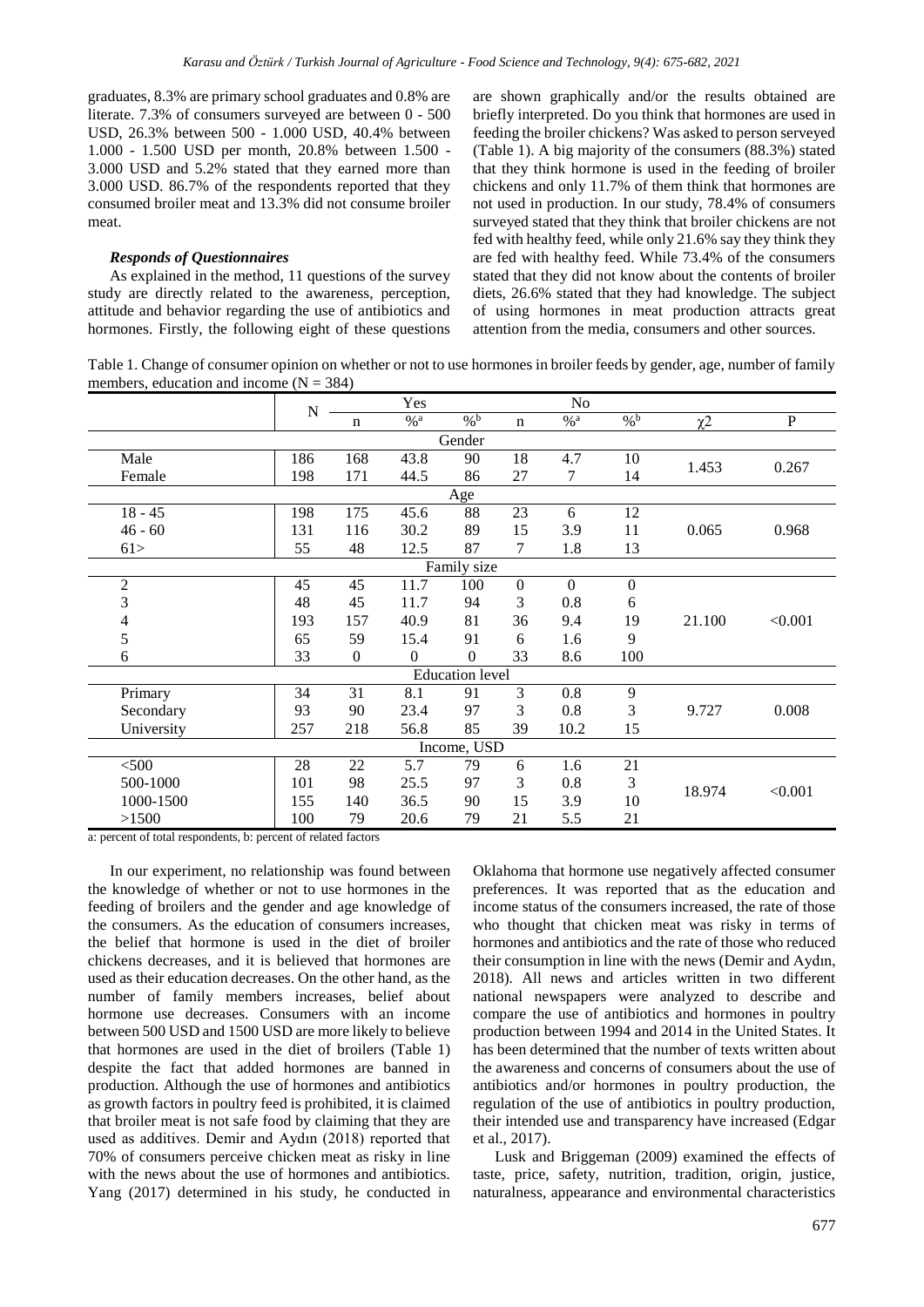graduates, 8.3% are primary school graduates and 0.8% are literate. 7.3% of consumers surveyed are between 0 - 500 USD, 26.3% between 500 - 1.000 USD, 40.4% between 1.000 - 1.500 USD per month, 20.8% between 1.500 - 3.000 USD and 5.2% stated that they earned more than 3.000 USD. 86.7% of the respondents reported that they consumed broiler meat and 13.3% did not consume broiler meat.

### *Responds of Questionnaires*

As explained in the method, 11 questions of the survey study are directly related to the awareness, perception, attitude and behavior regarding the use of antibiotics and hormones. Firstly, the following eight of these questions are shown graphically and/or the results obtained are briefly interpreted. Do you think that hormones are used in feeding the broiler chickens? Was asked to person serveyed (Table 1). A big majority of the consumers (88.3%) stated that they think hormone is used in the feeding of broiler chickens and only 11.7% of them think that hormones are not used in production. In our study, 78.4% of consumers surveyed stated that they think that broiler chickens are not fed with healthy feed, while only 21.6% say they think they are fed with healthy feed. While 73.4% of the consumers stated that they did not know about the contents of broiler diets, 26.6% stated that they had knowledge. The subject of using hormones in meat production attracts great attention from the media, consumers and other sources.

Table 1. Change of consumer opinion on whether or not to use hormones in broiler feeds by gender, age, number of family members, education and income (N = 384)

| | N | Yes | | | No | | | $\chi 2$ | P |
|---|---|---|---|---|---|---|---|---|---|
| | | n | %[a] | %[b] | n | %[a] | %[b] | | |
| **Gender** | | | | | | | | | |
| Male | 186 | 168 | 43.8 | 90 | 18 | 4.7 | 10 | 1.453 | 0.267 |
| Female | 198 | 171 | 44.5 | 86 | 27 | 7 | 14 | | |
| **Age** | | | | | | | | | |
| 18 - 45 | 198 | 175 | 45.6 | 88 | 23 | 6 | 12 | 0.065 | 0.968 |
| 46 - 60 | 131 | 116 | 30.2 | 89 | 15 | 3.9 | 11 | | |
| 61> | 55 | 48 | 12.5 | 87 | 7 | 1.8 | 13 | | |
| **Family size** | | | | | | | | | |
| 2 | 45 | 45 | 11.7 | 100 | 0 | 0 | 0 | 21.100 | <0.001 |
| 3 | 48 | 45 | 11.7 | 94 | 3 | 0.8 | 6 | | |
| 4 | 193 | 157 | 40.9 | 81 | 36 | 9.4 | 19 | | |
| 5 | 65 | 59 | 15.4 | 91 | 6 | 1.6 | 9 | | |
| 6 | 33 | 0 | 0 | 0 | 33 | 8.6 | 100 | | |
| **Education level** | | | | | | | | | |
| Primary | 34 | 31 | 8.1 | 91 | 3 | 0.8 | 9 | 9.727 | 0.008 |
| Secondary | 93 | 90 | 23.4 | 97 | 3 | 0.8 | 3 | | |
| University | 257 | 218 | 56.8 | 85 | 39 | 10.2 | 15 | | |
| **Income, USD** | | | | | | | | | |
| <500 | 28 | 22 | 5.7 | 79 | 6 | 1.6 | 21 | 18.974 | <0.001 |
| 500-1000 | 101 | 98 | 25.5 | 97 | 3 | 0.8 | 3 | | |
| 1000-1500 | 155 | 140 | 36.5 | 90 | 15 | 3.9 | 10 | | |
| >1500 | 100 | 79 | 20.6 | 79 | 21 | 5.5 | 21 | | |

a: percent of total respondents, b: percent of related factors

In our experiment, no relationship was found between the knowledge of whether or not to use hormones in the feeding of broilers and the gender and age knowledge of the consumers. As the education of consumers increases, the belief that hormone is used in the diet of broiler chickens decreases, and it is believed that hormones are used as their education decreases. On the other hand, as the number of family members increases, belief about hormone use decreases. Consumers with an income between 500 USD and 1500 USD are more likely to believe that hormones are used in the diet of broilers (Table 1) despite the fact that added hormones are banned in production. Although the use of hormones and antibiotics as growth factors in poultry feed is prohibited, it is claimed that broiler meat is not safe food by claiming that they are used as additives. Demir and Aydın (2018) reported that 70% of consumers perceive chicken meat as risky in line with the news about the use of hormones and antibiotics. Yang (2017) determined in his study, he conducted in Oklahoma that hormone use negatively affected consumer preferences. It was reported that as the education and income status of the consumers increased, the rate of those who thought that chicken meat was risky in terms of hormones and antibiotics and the rate of those who reduced their consumption in line with the news (Demir and Aydın, 2018). All news and articles written in two different national newspapers were analyzed to describe and compare the use of antibiotics and hormones in poultry production between 1994 and 2014 in the United States. It has been determined that the number of texts written about the awareness and concerns of consumers about the use of antibiotics and/or hormones in poultry production, the regulation of the use of antibiotics in poultry production, their intended use and transparency have increased (Edgar et al., 2017).

Lusk and Briggeman (2009) examined the effects of taste, price, safety, nutrition, tradition, origin, justice, naturalness, appearance and environmental characteristics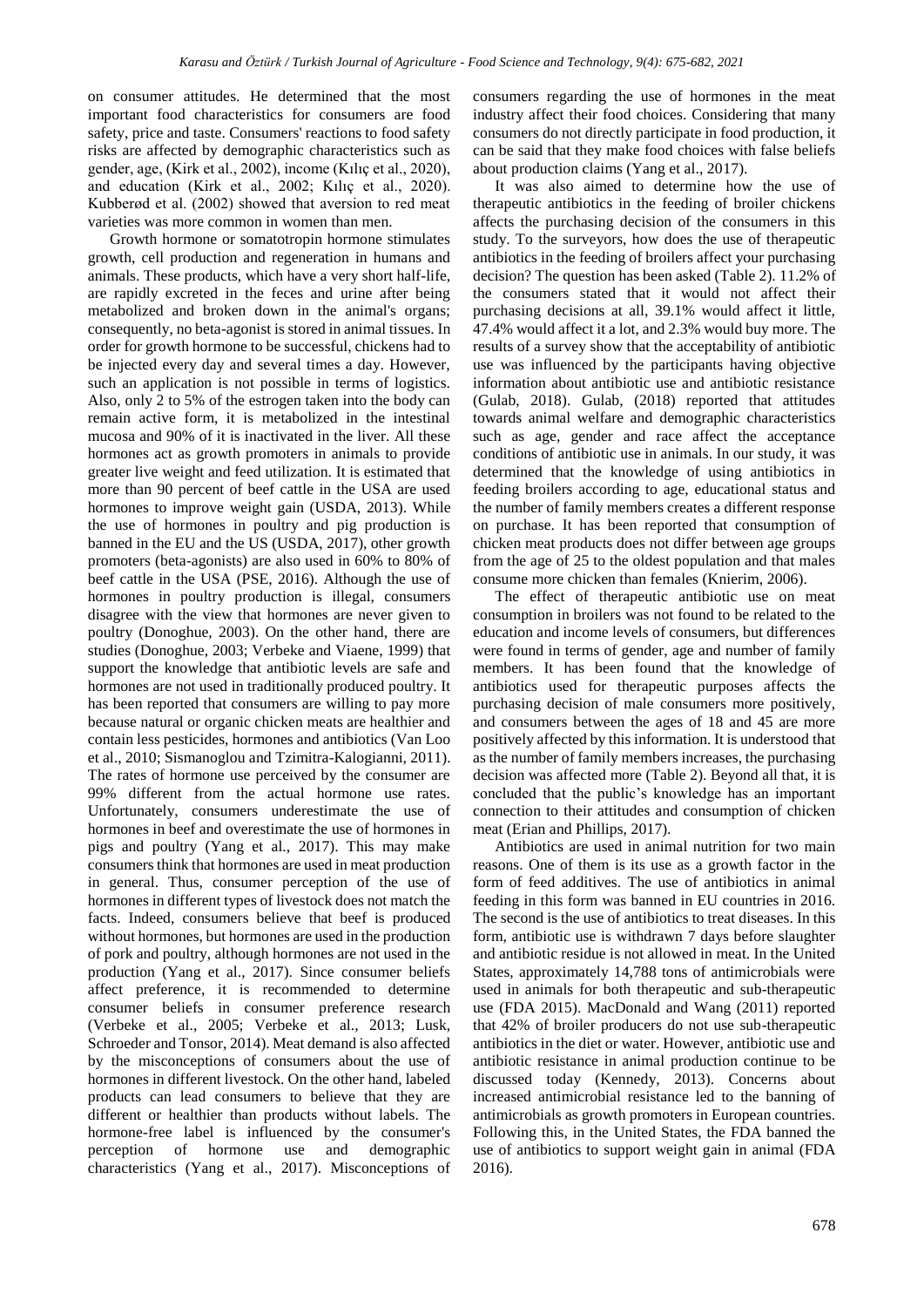on consumer attitudes. He determined that the most important food characteristics for consumers are food safety, price and taste. Consumers' reactions to food safety risks are affected by demographic characteristics such as gender, age, (Kirk et al., 2002), income (Kılıç et al., 2020), and education (Kirk et al., 2002; Kılıç et al., 2020). Kubberød et al. (2002) showed that aversion to red meat varieties was more common in women than men.

Growth hormone or somatotropin hormone stimulates growth, cell production and regeneration in humans and animals. These products, which have a very short half-life, are rapidly excreted in the feces and urine after being metabolized and broken down in the animal's organs; consequently, no beta-agonist is stored in animal tissues. In order for growth hormone to be successful, chickens had to be injected every day and several times a day. However, such an application is not possible in terms of logistics. Also, only 2 to 5% of the estrogen taken into the body can remain active form, it is metabolized in the intestinal mucosa and 90% of it is inactivated in the liver. All these hormones act as growth promoters in animals to provide greater live weight and feed utilization. It is estimated that more than 90 percent of beef cattle in the USA are used hormones to improve weight gain (USDA, 2013). While the use of hormones in poultry and pig production is banned in the EU and the US (USDA, 2017), other growth promoters (beta-agonists) are also used in 60% to 80% of beef cattle in the USA (PSE, 2016). Although the use of hormones in poultry production is illegal, consumers disagree with the view that hormones are never given to poultry (Donoghue, 2003). On the other hand, there are studies (Donoghue, 2003; Verbeke and Viaene, 1999) that support the knowledge that antibiotic levels are safe and hormones are not used in traditionally produced poultry. It has been reported that consumers are willing to pay more because natural or organic chicken meats are healthier and contain less pesticides, hormones and antibiotics (Van Loo et al., 2010; Sismanoglou and Tzimitra-Kalogianni, 2011). The rates of hormone use perceived by the consumer are 99% different from the actual hormone use rates. Unfortunately, consumers underestimate the use of hormones in beef and overestimate the use of hormones in pigs and poultry (Yang et al., 2017). This may make consumers think that hormones are used in meat production in general. Thus, consumer perception of the use of hormones in different types of livestock does not match the facts. Indeed, consumers believe that beef is produced without hormones, but hormones are used in the production of pork and poultry, although hormones are not used in the production (Yang et al., 2017). Since consumer beliefs affect preference, it is recommended to determine consumer beliefs in consumer preference research (Verbeke et al., 2005; Verbeke et al., 2013; Lusk, Schroeder and Tonsor, 2014). Meat demand is also affected by the misconceptions of consumers about the use of hormones in different livestock. On the other hand, labeled products can lead consumers to believe that they are different or healthier than products without labels. The hormone-free label is influenced by the consumer's perception of hormone use and demographic characteristics (Yang et al., 2017). Misconceptions of consumers regarding the use of hormones in the meat industry affect their food choices. Considering that many consumers do not directly participate in food production, it can be said that they make food choices with false beliefs about production claims (Yang et al., 2017).

It was also aimed to determine how the use of therapeutic antibiotics in the feeding of broiler chickens affects the purchasing decision of the consumers in this study. To the surveyors, how does the use of therapeutic antibiotics in the feeding of broilers affect your purchasing decision? The question has been asked (Table 2). 11.2% of the consumers stated that it would not affect their purchasing decisions at all, 39.1% would affect it little, 47.4% would affect it a lot, and 2.3% would buy more. The results of a survey show that the acceptability of antibiotic use was influenced by the participants having objective information about antibiotic use and antibiotic resistance (Gulab, 2018). Gulab, (2018) reported that attitudes towards animal welfare and demographic characteristics such as age, gender and race affect the acceptance conditions of antibiotic use in animals. In our study, it was determined that the knowledge of using antibiotics in feeding broilers according to age, educational status and the number of family members creates a different response on purchase. It has been reported that consumption of chicken meat products does not differ between age groups from the age of 25 to the oldest population and that males consume more chicken than females (Knierim, 2006).

The effect of therapeutic antibiotic use on meat consumption in broilers was not found to be related to the education and income levels of consumers, but differences were found in terms of gender, age and number of family members. It has been found that the knowledge of antibiotics used for therapeutic purposes affects the purchasing decision of male consumers more positively, and consumers between the ages of 18 and 45 are more positively affected by this information. It is understood that as the number of family members increases, the purchasing decision was affected more (Table 2). Beyond all that, it is concluded that the public's knowledge has an important connection to their attitudes and consumption of chicken meat (Erian and Phillips, 2017).

Antibiotics are used in animal nutrition for two main reasons. One of them is its use as a growth factor in the form of feed additives. The use of antibiotics in animal feeding in this form was banned in EU countries in 2016. The second is the use of antibiotics to treat diseases. In this form, antibiotic use is withdrawn 7 days before slaughter and antibiotic residue is not allowed in meat. In the United States, approximately 14,788 tons of antimicrobials were used in animals for both therapeutic and sub-therapeutic use (FDA 2015). MacDonald and Wang (2011) reported that 42% of broiler producers do not use sub-therapeutic antibiotics in the diet or water. However, antibiotic use and antibiotic resistance in animal production continue to be discussed today (Kennedy, 2013). Concerns about increased antimicrobial resistance led to the banning of antimicrobials as growth promoters in European countries. Following this, in the United States, the FDA banned the use of antibiotics to support weight gain in animal (FDA 2016).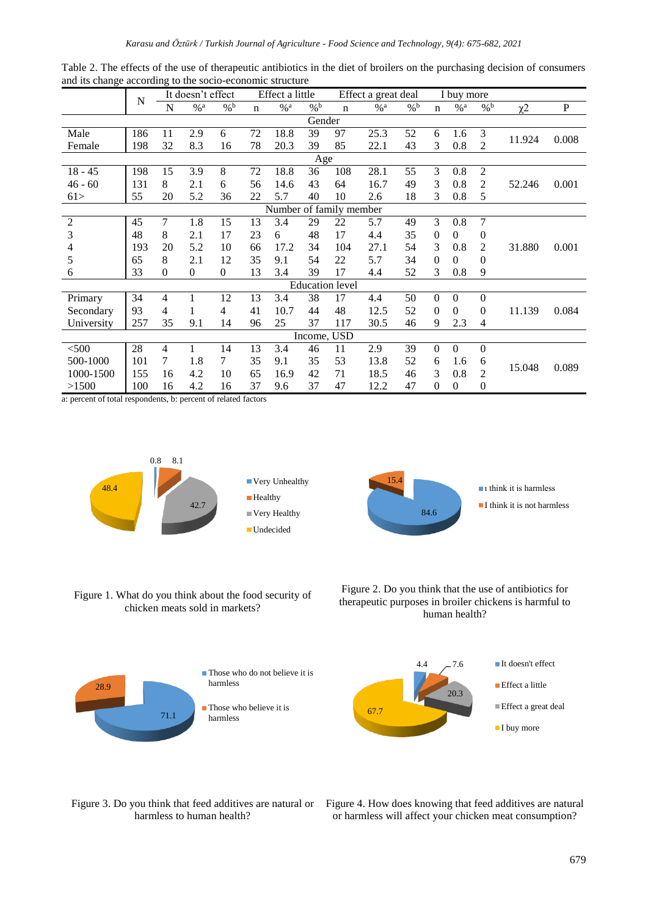Table 2. The effects of the use of therapeutic antibiotics in the diet of broilers on the purchasing decision of consumers and its change according to the socio-economic structure

| | N | It doesn't effect | | | Effect a little | | | Effect a great deal | | | I buy more | | | χ2 | P |
|---|---|---|---|---|---|---|---|---|---|---|---|---|---|---|---|
| | | N | %[a] | %[b] | n | %[a] | %[b] | n | %[a] | %[b] | n | %[a] | %[b] | | |
| **Gender** | | | | | | | | | | | | | | | |
| Male | 186 | 11 | 2.9 | 6 | 72 | 18.8 | 39 | 97 | 25.3 | 52 | 6 | 1.6 | 3 | 11.924 | 0.008 |
| Female | 198 | 32 | 8.3 | 16 | 78 | 20.3 | 39 | 85 | 22.1 | 43 | 3 | 0.8 | 2 | | |
| **Age** | | | | | | | | | | | | | | | |
| 18 - 45 | 198 | 15 | 3.9 | 8 | 72 | 18.8 | 36 | 108 | 28.1 | 55 | 3 | 0.8 | 2 | 52.246 | 0.001 |
| 46 - 60 | 131 | 8 | 2.1 | 6 | 56 | 14.6 | 43 | 64 | 16.7 | 49 | 3 | 0.8 | 2 | | |
| 61> | 55 | 20 | 5.2 | 36 | 22 | 5.7 | 40 | 10 | 2.6 | 18 | 3 | 0.8 | 5 | | |
| **Number of family member** | | | | | | | | | | | | | | | |
| 2 | 45 | 7 | 1.8 | 15 | 13 | 3.4 | 29 | 22 | 5.7 | 49 | 3 | 0.8 | 7 | 31.880 | 0.001 |
| 3 | 48 | 8 | 2.1 | 17 | 23 | 6 | 48 | 17 | 4.4 | 35 | 0 | 0 | 0 | | |
| 4 | 193 | 20 | 5.2 | 10 | 66 | 17.2 | 34 | 104 | 27.1 | 54 | 3 | 0.8 | 2 | | |
| 5 | 65 | 8 | 2.1 | 12 | 35 | 9.1 | 54 | 22 | 5.7 | 34 | 0 | 0 | 0 | | |
| 6 | 33 | 0 | 0 | 0 | 13 | 3.4 | 39 | 17 | 4.4 | 52 | 3 | 0.8 | 9 | | |
| **Education level** | | | | | | | | | | | | | | | |
| Primary | 34 | 4 | 1 | 12 | 13 | 3.4 | 38 | 17 | 4.4 | 50 | 0 | 0 | 0 | 11.139 | 0.084 |
| Secondary | 93 | 4 | 1 | 4 | 41 | 10.7 | 44 | 48 | 12.5 | 52 | 0 | 0 | 0 | | |
| University | 257 | 35 | 9.1 | 14 | 96 | 25 | 37 | 117 | 30.5 | 46 | 9 | 2.3 | 4 | | |
| **Income, USD** | | | | | | | | | | | | | | | |
| <500 | 28 | 4 | 1 | 14 | 13 | 3.4 | 46 | 11 | 2.9 | 39 | 0 | 0 | 0 | 15.048 | 0.089 |
| 500-1000 | 101 | 7 | 1.8 | 7 | 35 | 9.1 | 35 | 53 | 13.8 | 52 | 6 | 1.6 | 6 | | |
| 1000-1500 | 155 | 16 | 4.2 | 10 | 65 | 16.9 | 42 | 71 | 18.5 | 46 | 3 | 0.8 | 2 | | |
| >1500 | 100 | 16 | 4.2 | 16 | 37 | 9.6 | 37 | 47 | 12.2 | 47 | 0 | 0 | 0 | | |

a: percent of total respondents, b: percent of related factors

Figure 1. What do you think about the food security of chicken meats sold in markets?

Figure 2. Do you think that the use of antibiotics for therapeutic purposes in broiler chickens is harmful to human health?

Figure 3. Do you think that feed additives are natural or harmless to human health?

Figure 4. How does knowing that feed additives are natural or harmless will affect your chicken meat consumption?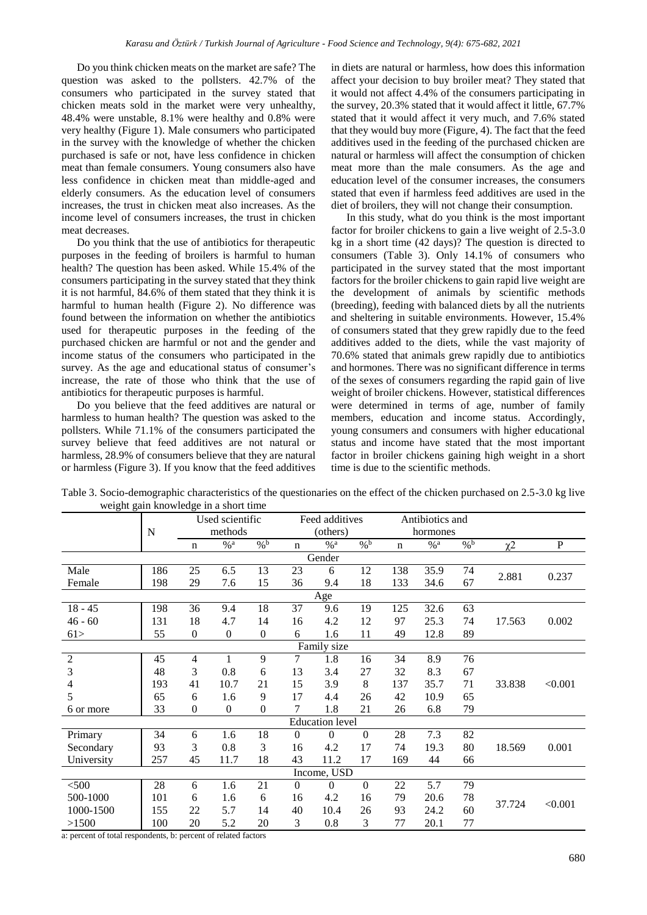Do you think chicken meats on the market are safe? The question was asked to the pollsters. 42.7% of the consumers who participated in the survey stated that chicken meats sold in the market were very unhealthy, 48.4% were unstable, 8.1% were healthy and 0.8% were very healthy (Figure 1). Male consumers who participated in the survey with the knowledge of whether the chicken purchased is safe or not, have less confidence in chicken meat than female consumers. Young consumers also have less confidence in chicken meat than middle-aged and elderly consumers. As the education level of consumers increases, the trust in chicken meat also increases. As the income level of consumers increases, the trust in chicken meat decreases.

Do you think that the use of antibiotics for therapeutic purposes in the feeding of broilers is harmful to human health? The question has been asked. While 15.4% of the consumers participating in the survey stated that they think it is not harmful, 84.6% of them stated that they think it is harmful to human health (Figure 2). No difference was found between the information on whether the antibiotics used for therapeutic purposes in the feeding of the purchased chicken are harmful or not and the gender and income status of the consumers who participated in the survey. As the age and educational status of consumer's increase, the rate of those who think that the use of antibiotics for therapeutic purposes is harmful.

Do you believe that the feed additives are natural or harmless to human health? The question was asked to the pollsters. While 71.1% of the consumers participated the survey believe that feed additives are not natural or harmless, 28.9% of consumers believe that they are natural or harmless (Figure 3). If you know that the feed additives in diets are natural or harmless, how does this information affect your decision to buy broiler meat? They stated that it would not affect 4.4% of the consumers participating in the survey, 20.3% stated that it would affect it little, 67.7% stated that it would affect it very much, and 7.6% stated that they would buy more (Figure, 4). The fact that the feed additives used in the feeding of the purchased chicken are natural or harmless will affect the consumption of chicken meat more than the male consumers. As the age and education level of the consumer increases, the consumers stated that even if harmless feed additives are used in the diet of broilers, they will not change their consumption.

In this study, what do you think is the most important factor for broiler chickens to gain a live weight of 2.5-3.0 kg in a short time (42 days)? The question is directed to consumers (Table 3). Only 14.1% of consumers who participated in the survey stated that the most important factors for the broiler chickens to gain rapid live weight are the development of animals by scientific methods (breeding), feeding with balanced diets by all the nutrients and sheltering in suitable environments. However, 15.4% of consumers stated that they grew rapidly due to the feed additives added to the diets, while the vast majority of 70.6% stated that animals grew rapidly due to antibiotics and hormones. There was no significant difference in terms of the sexes of consumers regarding the rapid gain of live weight of broiler chickens. However, statistical differences were determined in terms of age, number of family members, education and income status. Accordingly, young consumers and consumers with higher educational status and income have stated that the most important factor in broiler chickens gaining high weight in a short time is due to the scientific methods.

Table 3. Socio-demographic characteristics of the questionaries on the effect of the chicken purchased on 2.5-3.0 kg live weight gain knowledge in a short time

| | N | Used scientific methods | | | Feed additives (others) | | | Antibiotics and hormones | | | | |
|---|---|---|---|---|---|---|---|---|---|---|---|---|
| | | n | %[a] | %[b] | n | %[a] | %[b] | n | %[a] | %[b] | $\chi 2$ | P |
| **Gender** | | | | | | | | | | | | |
| Male | 186 | 25 | 6.5 | 13 | 23 | 6 | 12 | 138 | 35.9 | 74 | 2.881 | 0.237 |
| Female | 198 | 29 | 7.6 | 15 | 36 | 9.4 | 18 | 133 | 34.6 | 67 | | |
| **Age** | | | | | | | | | | | | |
| 18 - 45 | 198 | 36 | 9.4 | 18 | 37 | 9.6 | 19 | 125 | 32.6 | 63 | 17.563 | 0.002 |
| 46 - 60 | 131 | 18 | 4.7 | 14 | 16 | 4.2 | 12 | 97 | 25.3 | 74 | | |
| 61> | 55 | 0 | 0 | 0 | 6 | 1.6 | 11 | 49 | 12.8 | 89 | | |
| **Family size** | | | | | | | | | | | | |
| 2 | 45 | 4 | 1 | 9 | 7 | 1.8 | 16 | 34 | 8.9 | 76 | 33.838 | <0.001 |
| 3 | 48 | 3 | 0.8 | 6 | 13 | 3.4 | 27 | 32 | 8.3 | 67 | | |
| 4 | 193 | 41 | 10.7 | 21 | 15 | 3.9 | 8 | 137 | 35.7 | 71 | | |
| 5 | 65 | 6 | 1.6 | 9 | 17 | 4.4 | 26 | 42 | 10.9 | 65 | | |
| 6 or more | 33 | 0 | 0 | 0 | 7 | 1.8 | 21 | 26 | 6.8 | 79 | | |
| **Education level** | | | | | | | | | | | | |
| Primary | 34 | 6 | 1.6 | 18 | 0 | 0 | 0 | 28 | 7.3 | 82 | 18.569 | 0.001 |
| Secondary | 93 | 3 | 0.8 | 3 | 16 | 4.2 | 17 | 74 | 19.3 | 80 | | |
| University | 257 | 45 | 11.7 | 18 | 43 | 11.2 | 17 | 169 | 44 | 66 | | |
| **Income, USD** | | | | | | | | | | | | |
| <500 | 28 | 6 | 1.6 | 21 | 0 | 0 | 0 | 22 | 5.7 | 79 | 37.724 | <0.001 |
| 500-1000 | 101 | 6 | 1.6 | 6 | 16 | 4.2 | 16 | 79 | 20.6 | 78 | | |
| 1000-1500 | 155 | 22 | 5.7 | 14 | 40 | 10.4 | 26 | 93 | 24.2 | 60 | | |
| >1500 | 100 | 20 | 5.2 | 20 | 3 | 0.8 | 3 | 77 | 20.1 | 77 | | |

a: percent of total respondents, b: percent of related factors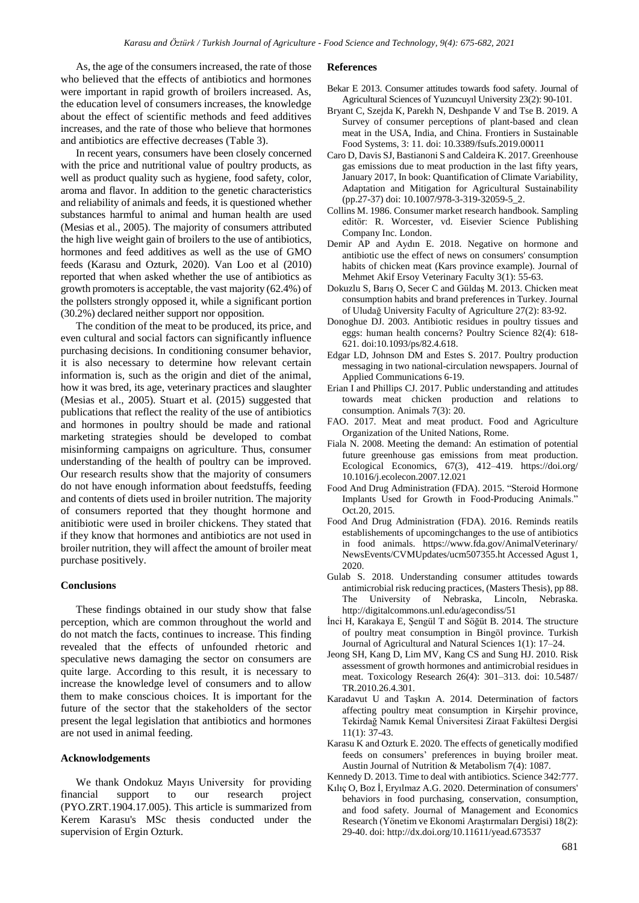As, the age of the consumers increased, the rate of those who believed that the effects of antibiotics and hormones were important in rapid growth of broilers increased. As, the education level of consumers increases, the knowledge about the effect of scientific methods and feed additives increases, and the rate of those who believe that hormones and antibiotics are effective decreases (Table 3).

In recent years, consumers have been closely concerned with the price and nutritional value of poultry products, as well as product quality such as hygiene, food safety, color, aroma and flavor. In addition to the genetic characteristics and reliability of animals and feeds, it is questioned whether substances harmful to animal and human health are used (Mesias et al., 2005). The majority of consumers attributed the high live weight gain of broilers to the use of antibiotics, hormones and feed additives as well as the use of GMO feeds (Karasu and Ozturk, 2020). Van Loo et al (2010) reported that when asked whether the use of antibiotics as growth promoters is acceptable, the vast majority (62.4%) of the pollsters strongly opposed it, while a significant portion (30.2%) declared neither support nor opposition.

The condition of the meat to be produced, its price, and even cultural and social factors can significantly influence purchasing decisions. In conditioning consumer behavior, it is also necessary to determine how relevant certain information is, such as the origin and diet of the animal, how it was bred, its age, veterinary practices and slaughter (Mesias et al., 2005). Stuart et al. (2015) suggested that publications that reflect the reality of the use of antibiotics and hormones in poultry should be made and rational marketing strategies should be developed to combat misinforming campaigns on agriculture. Thus, consumer understanding of the health of poultry can be improved. Our research results show that the majority of consumers do not have enough information about feedstuffs, feeding and contents of diets used in broiler nutrition. The majority of consumers reported that they thought hormone and anitibiotic were used in broiler chickens. They stated that if they know that hormones and antibiotics are not used in broiler nutrition, they will affect the amount of broiler meat purchase positively.

## Conclusions

These findings obtained in our study show that false perception, which are common throughout the world and do not match the facts, continues to increase. This finding revealed that the effects of unfounded rhetoric and speculative news damaging the sector on consumers are quite large. According to this result, it is necessary to increase the knowledge level of consumers and to allow them to make conscious choices. It is important for the future of the sector that the stakeholders of the sector present the legal legislation that antibiotics and hormones are not used in animal feeding.

## Acknowlodgements

We thank Ondokuz Mayıs University for providing financial support to our research project (PYO.ZRT.1904.17.005). This article is summarized from Kerem Karasu's MSc thesis conducted under the supervision of Ergin Ozturk.

## References

Bekar E 2013. Consumer attitudes towards food safety. Journal of Agricultural Sciences of Yuzuncuyıl University 23(2): 90-101.

Bryant C, Szejda K, Parekh N, Deshpande V and Tse B. 2019. A Survey of consumer perceptions of plant-based and clean meat in the USA, India, and China. Frontiers in Sustainable Food Systems, 3: 11. doi: 10.3389/fsufs.2019.00011

Caro D, Davis SJ, Bastianoni S and Caldeira K. 2017. Greenhouse gas emissions due to meat production in the last fifty years, January 2017, In book: Quantification of Climate Variability, Adaptation and Mitigation for Agricultural Sustainability (pp.27-37) doi: 10.1007/978-3-319-32059-5_2.

Collins M. 1986. Consumer market research handbook. Sampling editör: R. Worcester, vd. Eisevier Science Publishing Company Inc. London.

Demir AP and Aydın E. 2018. Negative on hormone and antibiotic use the effect of news on consumers' consumption habits of chicken meat (Kars province example). Journal of Mehmet Akif Ersoy Veterinary Faculty 3(1): 55-63.

Dokuzlu S, Barış O, Secer C and Güldaş M. 2013. Chicken meat consumption habits and brand preferences in Turkey. Journal of Uludağ University Faculty of Agriculture 27(2): 83-92.

Donoghue DJ. 2003. Antibiotic residues in poultry tissues and eggs: human health concerns? Poultry Science 82(4): 618-621. doi:10.1093/ps/82.4.618.

Edgar LD, Johnson DM and Estes S. 2017. Poultry production messaging in two national-circulation newspapers. Journal of Applied Communications 6-19.

Erian I and Phillips CJ. 2017. Public understanding and attitudes towards meat chicken production and relations to consumption. Animals 7(3): 20.

FAO. 2017. Meat and meat product. Food and Agriculture Organization of the United Nations, Rome.

Fiala N. 2008. Meeting the demand: An estimation of potential future greenhouse gas emissions from meat production. Ecological Economics, 67(3), 412–419. https://doi.org/10.1016/j.ecolecon.2007.12.021

Food And Drug Administration (FDA). 2015. "Steroid Hormone Implants Used for Growth in Food-Producing Animals." Oct.20, 2015.

Food And Drug Administration (FDA). 2016. Reminds reatils establishements of upcomingchanges to the use of antibiotics in food animals. https://www.fda.gov/AnimalVeterinary/NewsEvents/CVMUpdates/ucm507355.ht Accessed Agust 1, 2020.

Gulab S. 2018. Understanding consumer attitudes towards antimicrobial risk reducing practices, (Masters Thesis), pp 88. The University of Nebraska, Lincoln, Nebraska. http://digitalcommons.unl.edu/agecondiss/51

İnci H, Karakaya E, Şengül T and Söğüt B. 2014. The structure of poultry meat consumption in Bingöl province. Turkish Journal of Agricultural and Natural Sciences 1(1): 17–24.

Jeong SH, Kang D, Lim MV, Kang CS and Sung HJ. 2010. Risk assessment of growth hormones and antimicrobial residues in meat. Toxicology Research 26(4): 301–313. doi: 10.5487/TR.2010.26.4.301.

Karadavut U and Taşkın A. 2014. Determination of factors affecting poultry meat consumption in Kirşehir province, Tekirdağ Namık Kemal Üniversitesi Ziraat Fakültesi Dergisi 11(1): 37-43.

Karasu K and Ozturk E. 2020. The effects of genetically modified feeds on consumers' preferences in buying broiler meat. Austin Journal of Nutrition & Metabolism 7(4): 1087.

Kennedy D. 2013. Time to deal with antibiotics. Science 342:777.

Kılıç O, Boz İ, Eryılmaz A.G. 2020. Determination of consumers' behaviors in food purchasing, conservation, consumption, and food safety. Journal of Management and Economics Research (Yönetim ve Ekonomi Araştırmaları Dergisi) 18(2): 29-40. doi: http://dx.doi.org/10.11611/yead.673537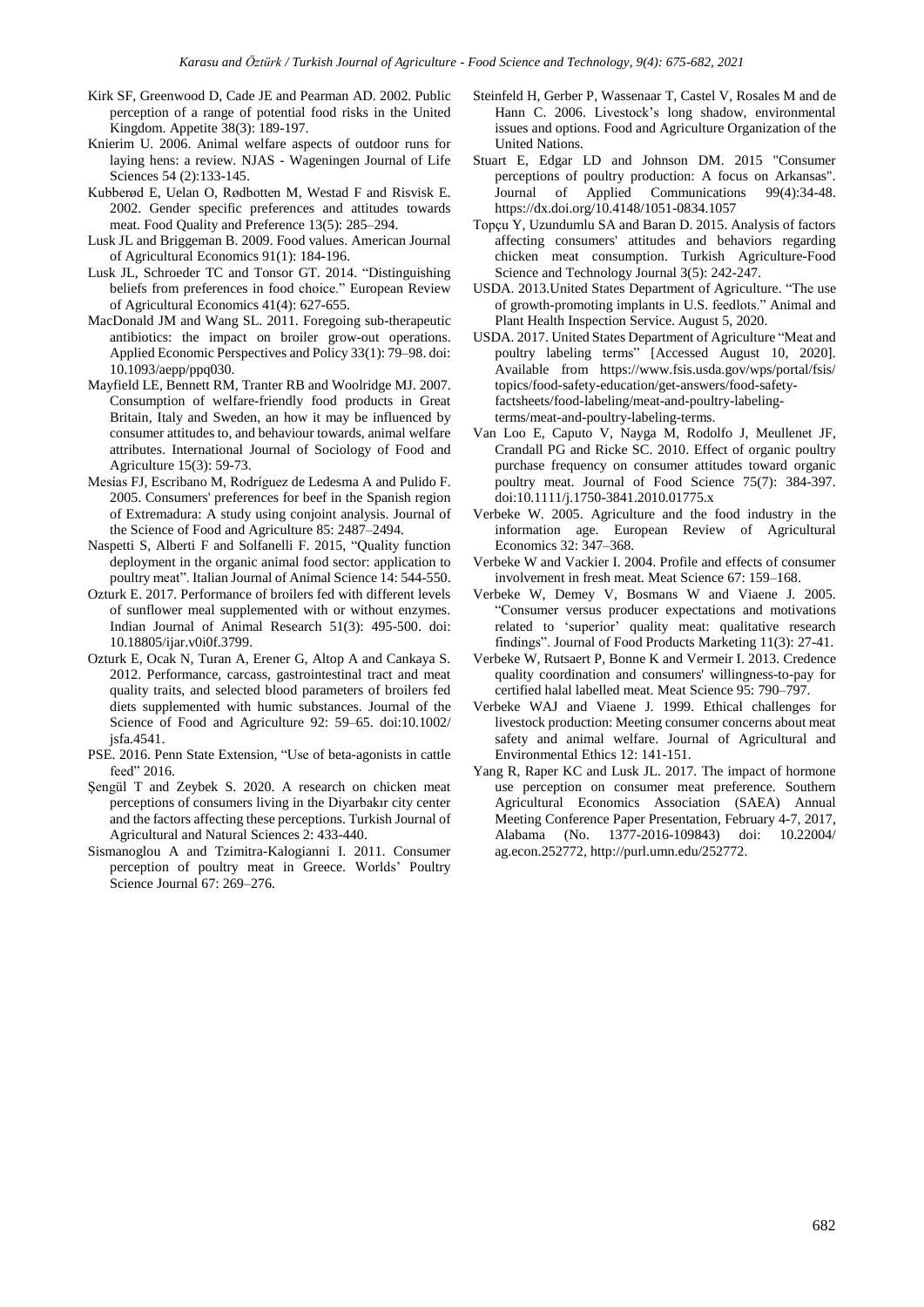Kirk SF, Greenwood D, Cade JE and Pearman AD. 2002. Public perception of a range of potential food risks in the United Kingdom. Appetite 38(3): 189-197.

Knierim U. 2006. Animal welfare aspects of outdoor runs for laying hens: a review. NJAS - Wageningen Journal of Life Sciences 54 (2):133-145.

Kubberød E, Uelan O, Rødbotten M, Westad F and Risvisk E. 2002. Gender specific preferences and attitudes towards meat. Food Quality and Preference 13(5): 285–294.

Lusk JL and Briggeman B. 2009. Food values. American Journal of Agricultural Economics 91(1): 184-196.

Lusk JL, Schroeder TC and Tonsor GT. 2014. "Distinguishing beliefs from preferences in food choice." European Review of Agricultural Economics 41(4): 627-655.

MacDonald JM and Wang SL. 2011. Foregoing sub-therapeutic antibiotics: the impact on broiler grow-out operations. Applied Economic Perspectives and Policy 33(1): 79–98. doi: 10.1093/aepp/ppq030.

Mayfield LE, Bennett RM, Tranter RB and Woolridge MJ. 2007. Consumption of welfare-friendly food products in Great Britain, Italy and Sweden, an how it may be influenced by consumer attitudes to, and behaviour towards, animal welfare attributes. International Journal of Sociology of Food and Agriculture 15(3): 59-73.

Mesías FJ, Escribano M, Rodríguez de Ledesma A and Pulido F. 2005. Consumers' preferences for beef in the Spanish region of Extremadura: A study using conjoint analysis. Journal of the Science of Food and Agriculture 85: 2487–2494.

Naspetti S, Alberti F and Solfanelli F. 2015, "Quality function deployment in the organic animal food sector: application to poultry meat". Italian Journal of Animal Science 14: 544-550.

Ozturk E. 2017. Performance of broilers fed with different levels of sunflower meal supplemented with or without enzymes. Indian Journal of Animal Research 51(3): 495-500. doi: 10.18805/ijar.v0i0f.3799.

Ozturk E, Ocak N, Turan A, Erener G, Altop A and Cankaya S. 2012. Performance, carcass, gastrointestinal tract and meat quality traits, and selected blood parameters of broilers fed diets supplemented with humic substances. Journal of the Science of Food and Agriculture 92: 59–65. doi:10.1002/jsfa.4541.

PSE. 2016. Penn State Extension, "Use of beta-agonists in cattle feed" 2016.

Şengül T and Zeybek S. 2020. A research on chicken meat perceptions of consumers living in the Diyarbakır city center and the factors affecting these perceptions. Turkish Journal of Agricultural and Natural Sciences 2: 433-440.

Sismanoglou A and Tzimitra-Kalogianni I. 2011. Consumer perception of poultry meat in Greece. Worlds' Poultry Science Journal 67: 269–276.

Steinfeld H, Gerber P, Wassenaar T, Castel V, Rosales M and de Hann C. 2006. Livestock's long shadow, environmental issues and options. Food and Agriculture Organization of the United Nations.

Stuart E, Edgar LD and Johnson DM. 2015 "Consumer perceptions of poultry production: A focus on Arkansas". Journal of Applied Communications 99(4):34-48. https://dx.doi.org/10.4148/1051-0834.1057

Topçu Y, Uzundumlu SA and Baran D. 2015. Analysis of factors affecting consumers' attitudes and behaviors regarding chicken meat consumption. Turkish Agriculture-Food Science and Technology Journal 3(5): 242-247.

USDA. 2013.United States Department of Agriculture. "The use of growth-promoting implants in U.S. feedlots." Animal and Plant Health Inspection Service. August 5, 2020.

USDA. 2017. United States Department of Agriculture "Meat and poultry labeling terms" [Accessed August 10, 2020]. Available from https://www.fsis.usda.gov/wps/portal/fsis/topics/food-safety-education/get-answers/food-safety-factsheets/food-labeling/meat-and-poultry-labeling-terms/meat-and-poultry-labeling-terms.

Van Loo E, Caputo V, Nayga M, Rodolfo J, Meullenet JF, Crandall PG and Ricke SC. 2010. Effect of organic poultry purchase frequency on consumer attitudes toward organic poultry meat. Journal of Food Science 75(7): 384-397. doi:10.1111/j.1750-3841.2010.01775.x

Verbeke W. 2005. Agriculture and the food industry in the information age. European Review of Agricultural Economics 32: 347–368.

Verbeke W and Vackier I. 2004. Profile and effects of consumer involvement in fresh meat. Meat Science 67: 159–168.

Verbeke W, Demey V, Bosmans W and Viaene J. 2005. "Consumer versus producer expectations and motivations related to 'superior' quality meat: qualitative research findings". Journal of Food Products Marketing 11(3): 27-41.

Verbeke W, Rutsaert P, Bonne K and Vermeir I. 2013. Credence quality coordination and consumers' willingness-to-pay for certified halal labelled meat. Meat Science 95: 790–797.

Verbeke WAJ and Viaene J. 1999. Ethical challenges for livestock production: Meeting consumer concerns about meat safety and animal welfare. Journal of Agricultural and Environmental Ethics 12: 141-151.

Yang R, Raper KC and Lusk JL. 2017. The impact of hormone use perception on consumer meat preference. Southern Agricultural Economics Association (SAEA) Annual Meeting Conference Paper Presentation, February 4-7, 2017, Alabama (No. 1377-2016-109843) doi: 10.22004/ag.econ.252772, http://purl.umn.edu/252772.